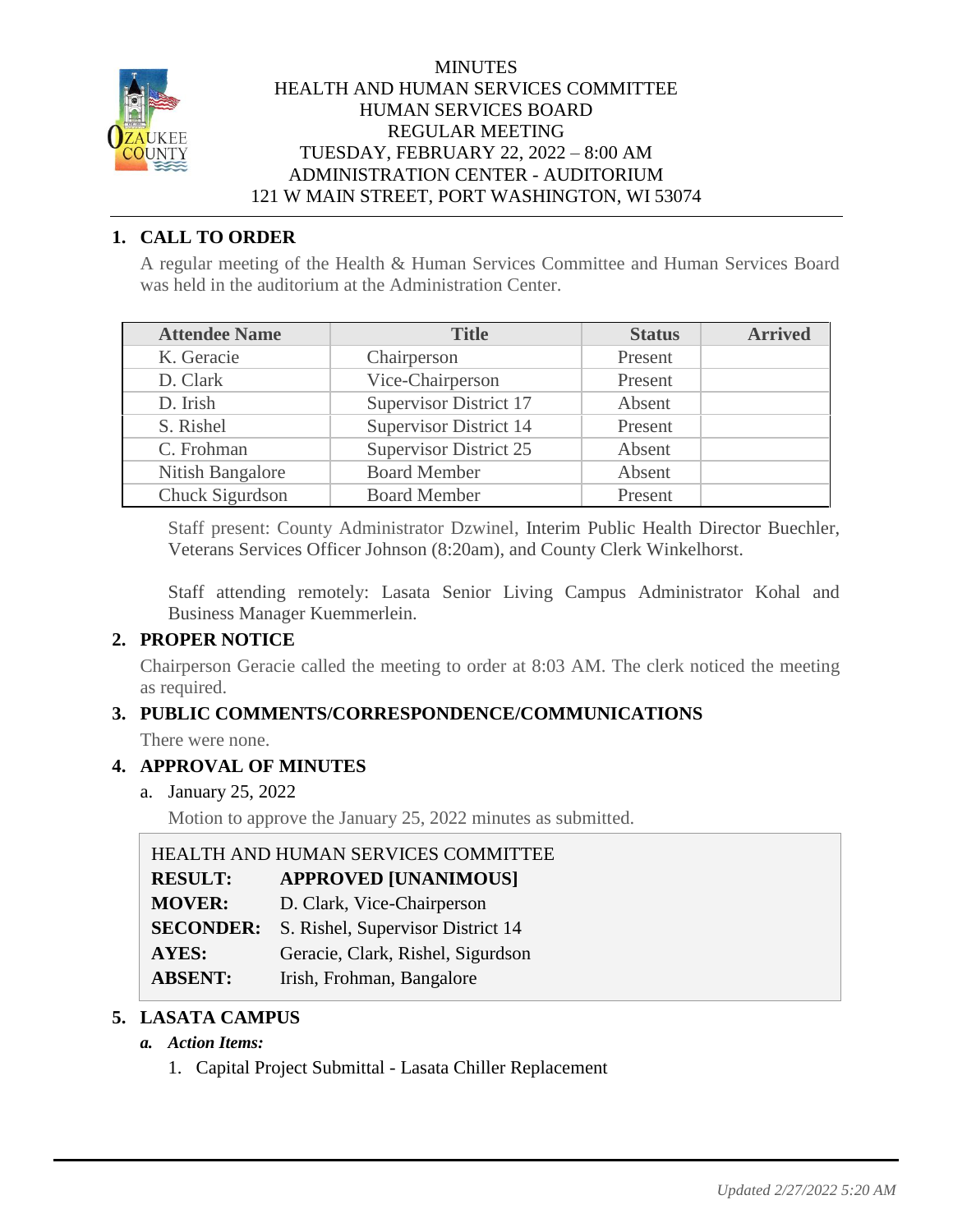# MINUTES
## HEALTH AND HUMAN SERVICES COMMITTEE
## HUMAN SERVICES BOARD
## REGULAR MEETING
## TUESDAY, FEBRUARY 22, 2022 – 8:00 AM
## ADMINISTRATION CENTER - AUDITORIUM
## 121 W MAIN STREET, PORT WASHINGTON, WI 53074

## 1. CALL TO ORDER

A regular meeting of the Health & Human Services Committee and Human Services Board was held in the auditorium at the Administration Center.

| Attendee Name | Title | Status | Arrived |
|---|---|---|---|
| K. Geracie | Chairperson | Present | |
| D. Clark | Vice-Chairperson | Present | |
| D. Irish | Supervisor District 17 | Absent | |
| S. Rishel | Supervisor District 14 | Present | |
| C. Frohman | Supervisor District 25 | Absent | |
| Nitish Bangalore | Board Member | Absent | |
| Chuck Sigurdson | Board Member | Present | |

Staff present: County Administrator Dzwinel, Interim Public Health Director Buechler, Veterans Services Officer Johnson (8:20am), and County Clerk Winkelhorst.

Staff attending remotely: Lasata Senior Living Campus Administrator Kohal and Business Manager Kuemmerlein.

## 2. PROPER NOTICE

Chairperson Geracie called the meeting to order at 8:03 AM. The clerk noticed the meeting as required.

## 3. PUBLIC COMMENTS/CORRESPONDENCE/COMMUNICATIONS

There were none.

## 4. APPROVAL OF MINUTES

a. January 25, 2022

Motion to approve the January 25, 2022 minutes as submitted.

HEALTH AND HUMAN SERVICES COMMITTEE

| | |
|---|---|
| **RESULT:** | **APPROVED [UNANIMOUS]** |
| **MOVER:** | D. Clark, Vice-Chairperson |
| **SECONDER:** | S. Rishel, Supervisor District 14 |
| **AYES:** | Geracie, Clark, Rishel, Sigurdson |
| **ABSENT:** | Irish, Frohman, Bangalore |

## 5. LASATA CAMPUS

***a. Action Items:***

1. Capital Project Submittal - Lasata Chiller Replacement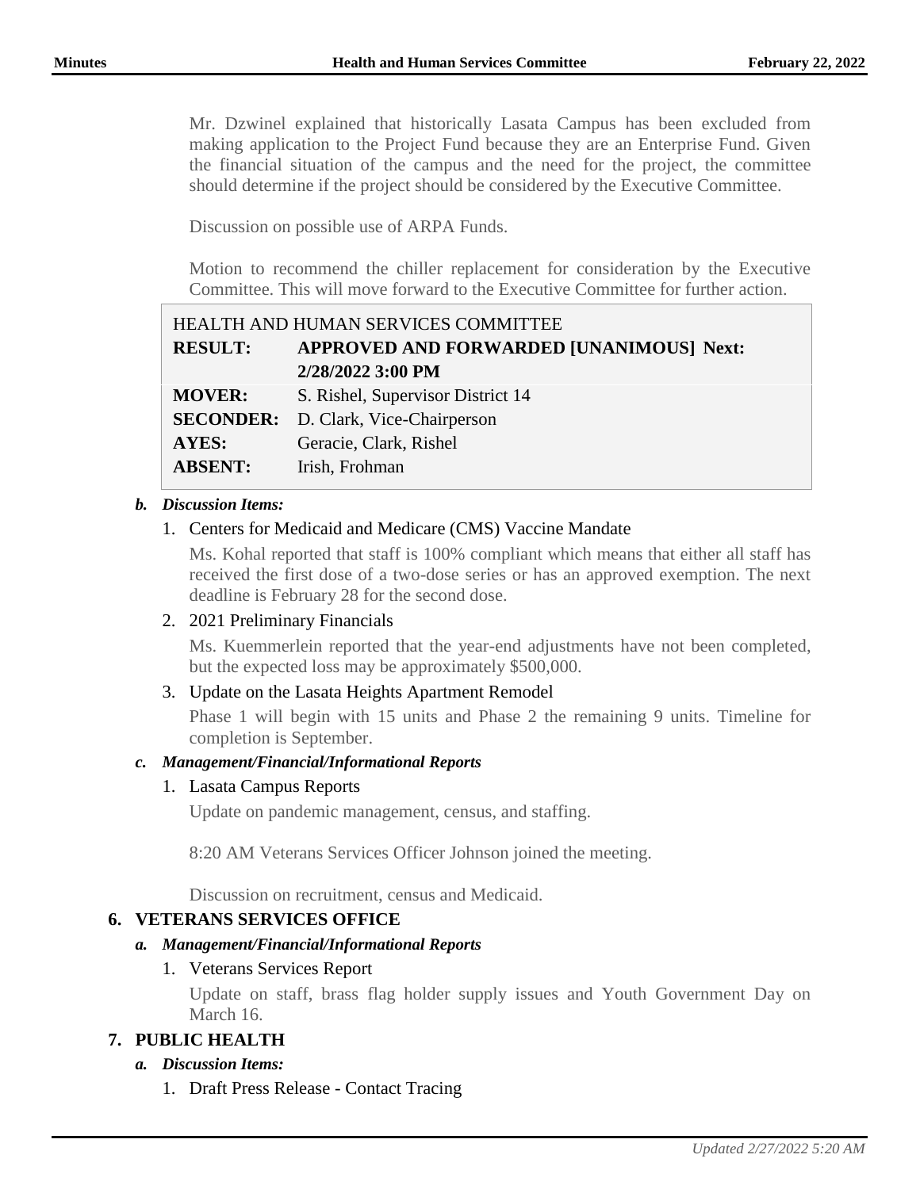Mr. Dzwinel explained that historically Lasata Campus has been excluded from making application to the Project Fund because they are an Enterprise Fund. Given the financial situation of the campus and the need for the project, the committee should determine if the project should be considered by the Executive Committee.

Discussion on possible use of ARPA Funds.

Motion to recommend the chiller replacement for consideration by the Executive Committee. This will move forward to the Executive Committee for further action.

| HEALTH AND HUMAN SERVICES COMMITTEE | |
|---|---|
| **RESULT:** | **APPROVED AND FORWARDED [UNANIMOUS] Next: 2/28/2022 3:00 PM** |
| **MOVER:** | S. Rishel, Supervisor District 14 |
| **SECONDER:** | D. Clark, Vice-Chairperson |
| **AYES:** | Geracie, Clark, Rishel |
| **ABSENT:** | Irish, Frohman |

***b. Discussion Items:***

1. Centers for Medicaid and Medicare (CMS) Vaccine Mandate

   Ms. Kohal reported that staff is 100% compliant which means that either all staff has received the first dose of a two-dose series or has an approved exemption. The next deadline is February 28 for the second dose.

2. 2021 Preliminary Financials

   Ms. Kuemmerlein reported that the year-end adjustments have not been completed, but the expected loss may be approximately $500,000.

3. Update on the Lasata Heights Apartment Remodel

   Phase 1 will begin with 15 units and Phase 2 the remaining 9 units. Timeline for completion is September.

***c. Management/Financial/Informational Reports***

1. Lasata Campus Reports

   Update on pandemic management, census, and staffing.

   8:20 AM Veterans Services Officer Johnson joined the meeting.

   Discussion on recruitment, census and Medicaid.

## 6. VETERANS SERVICES OFFICE

***a. Management/Financial/Informational Reports***

1. Veterans Services Report

   Update on staff, brass flag holder supply issues and Youth Government Day on March 16.

## 7. PUBLIC HEALTH

***a. Discussion Items:***

1. Draft Press Release - Contact Tracing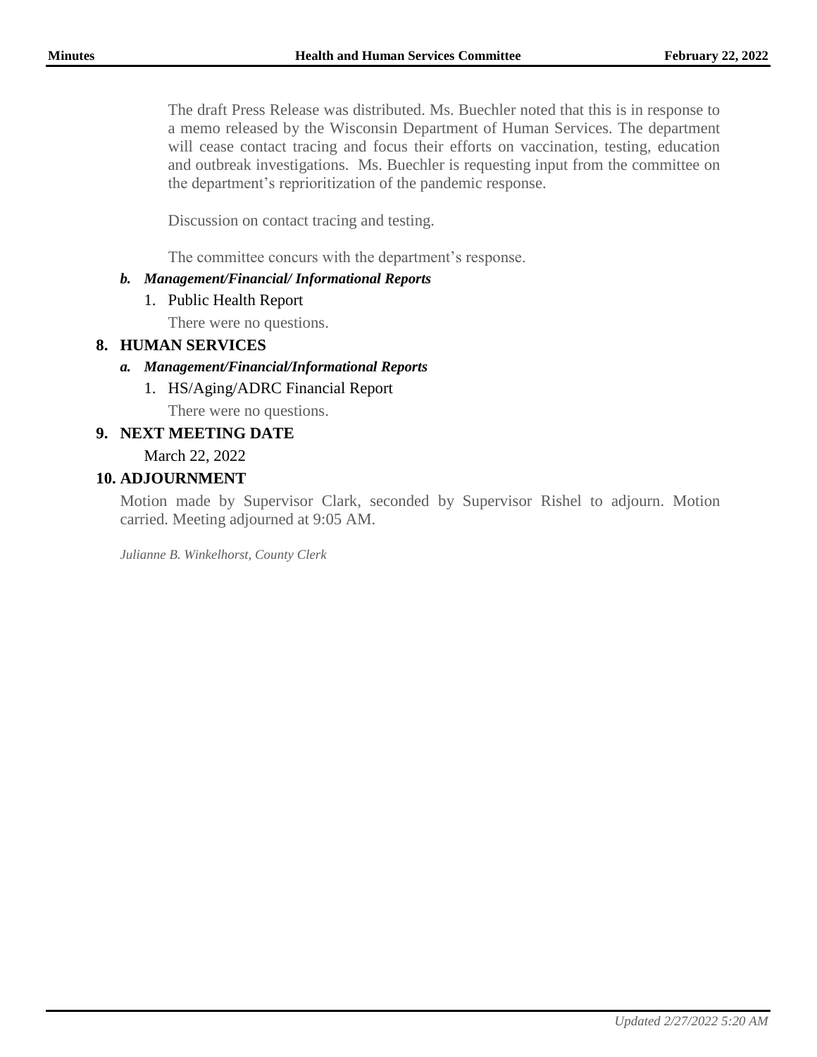The draft Press Release was distributed. Ms. Buechler noted that this is in response to a memo released by the Wisconsin Department of Human Services. The department will cease contact tracing and focus their efforts on vaccination, testing, education and outbreak investigations. Ms. Buechler is requesting input from the committee on the department's reprioritization of the pandemic response.

Discussion on contact tracing and testing.

The committee concurs with the department's response.

*b. Management/Financial/ Informational Reports*

1. Public Health Report

   There were no questions.

## 8. HUMAN SERVICES

*a. Management/Financial/Informational Reports*

1. HS/Aging/ADRC Financial Report

   There were no questions.

## 9. NEXT MEETING DATE

March 22, 2022

## 10. ADJOURNMENT

Motion made by Supervisor Clark, seconded by Supervisor Rishel to adjourn. Motion carried. Meeting adjourned at 9:05 AM.

*Julianne B. Winkelhorst, County Clerk*